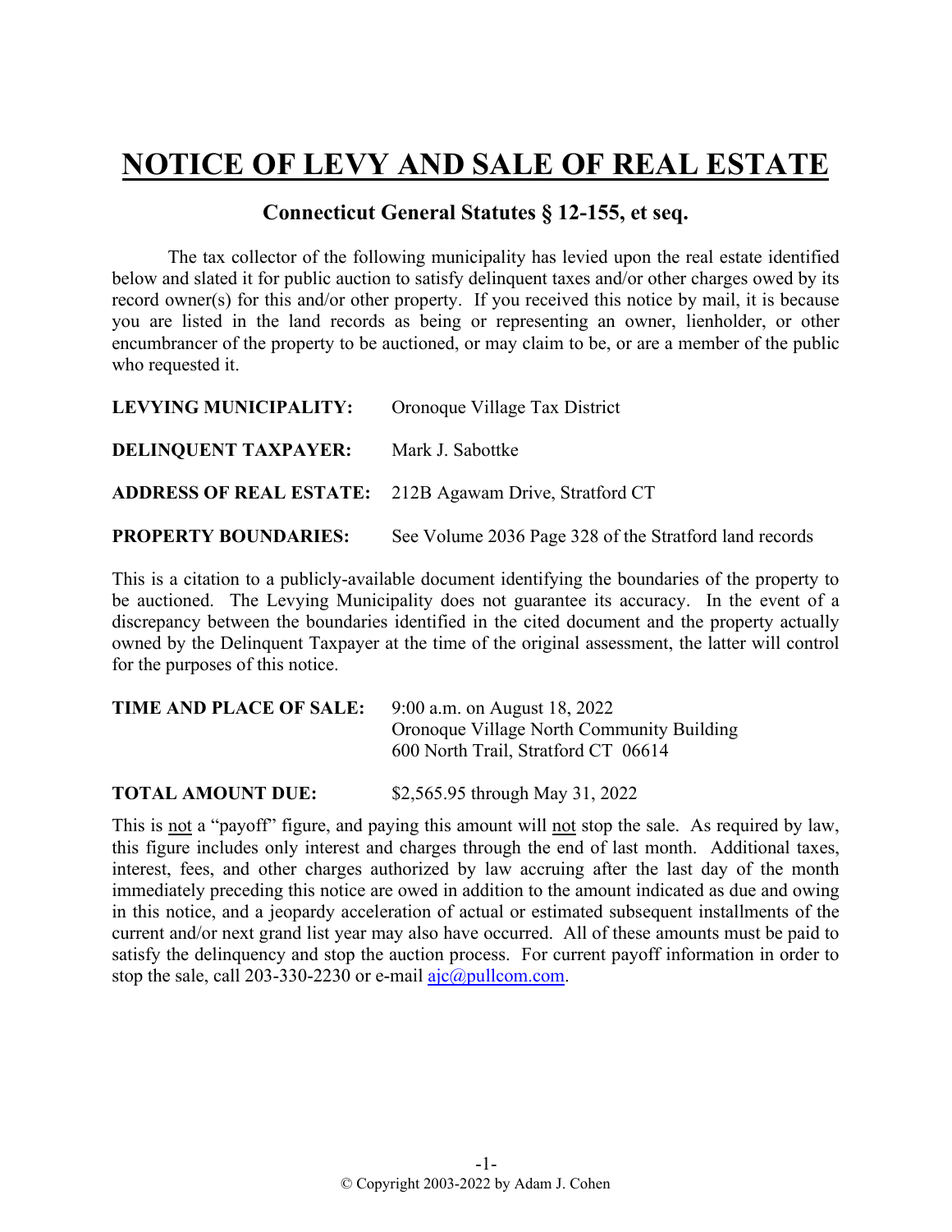# NOTICE OF LEVY AND SALE OF REAL ESTATE

## Connecticut General Statutes § 12-155, et seq.

The tax collector of the following municipality has levied upon the real estate identified below and slated it for public auction to satisfy delinquent taxes and/or other charges owed by its record owner(s) for this and/or other property. If you received this notice by mail, it is because you are listed in the land records as being or representing an owner, lienholder, or other encumbrancer of the property to be auctioned, or may claim to be, or are a member of the public who requested it.

**LEVYING MUNICIPALITY:** Oronoque Village Tax District

**DELINQUENT TAXPAYER:** Mark J. Sabottke

**ADDRESS OF REAL ESTATE:** 212B Agawam Drive, Stratford CT

**PROPERTY BOUNDARIES:** See Volume 2036 Page 328 of the Stratford land records

This is a citation to a publicly-available document identifying the boundaries of the property to be auctioned. The Levying Municipality does not guarantee its accuracy. In the event of a discrepancy between the boundaries identified in the cited document and the property actually owned by the Delinquent Taxpayer at the time of the original assessment, the latter will control for the purposes of this notice.

**TIME AND PLACE OF SALE:** 9:00 a.m. on August 18, 2022
Oronoque Village North Community Building
600 North Trail, Stratford CT 06614

**TOTAL AMOUNT DUE:** $2,565.95 through May 31, 2022

This is not a "payoff" figure, and paying this amount will not stop the sale. As required by law, this figure includes only interest and charges through the end of last month. Additional taxes, interest, fees, and other charges authorized by law accruing after the last day of the month immediately preceding this notice are owed in addition to the amount indicated as due and owing in this notice, and a jeopardy acceleration of actual or estimated subsequent installments of the current and/or next grand list year may also have occurred. All of these amounts must be paid to satisfy the delinquency and stop the auction process. For current payoff information in order to stop the sale, call 203-330-2230 or e-mail ajc@pullcom.com.

© Copyright 2003-2022 by Adam J. Cohen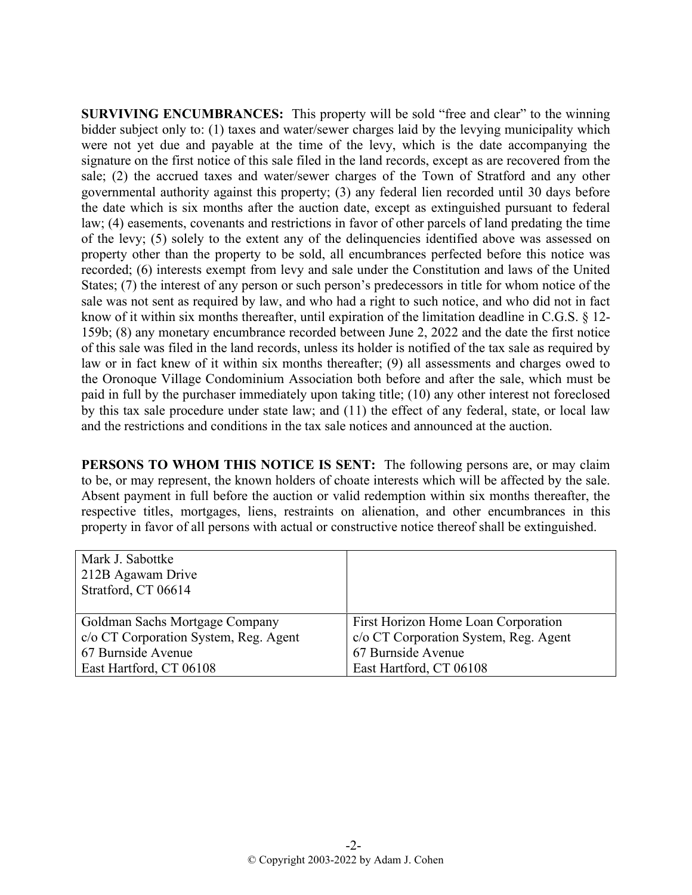**SURVIVING ENCUMBRANCES:** This property will be sold "free and clear" to the winning bidder subject only to: (1) taxes and water/sewer charges laid by the levying municipality which were not yet due and payable at the time of the levy, which is the date accompanying the signature on the first notice of this sale filed in the land records, except as are recovered from the sale; (2) the accrued taxes and water/sewer charges of the Town of Stratford and any other governmental authority against this property; (3) any federal lien recorded until 30 days before the date which is six months after the auction date, except as extinguished pursuant to federal law; (4) easements, covenants and restrictions in favor of other parcels of land predating the time of the levy; (5) solely to the extent any of the delinquencies identified above was assessed on property other than the property to be sold, all encumbrances perfected before this notice was recorded; (6) interests exempt from levy and sale under the Constitution and laws of the United States; (7) the interest of any person or such person's predecessors in title for whom notice of the sale was not sent as required by law, and who had a right to such notice, and who did not in fact know of it within six months thereafter, until expiration of the limitation deadline in C.G.S. § 12-159b; (8) any monetary encumbrance recorded between June 2, 2022 and the date the first notice of this sale was filed in the land records, unless its holder is notified of the tax sale as required by law or in fact knew of it within six months thereafter; (9) all assessments and charges owed to the Oronoque Village Condominium Association both before and after the sale, which must be paid in full by the purchaser immediately upon taking title; (10) any other interest not foreclosed by this tax sale procedure under state law; and (11) the effect of any federal, state, or local law and the restrictions and conditions in the tax sale notices and announced at the auction.

**PERSONS TO WHOM THIS NOTICE IS SENT:** The following persons are, or may claim to be, or may represent, the known holders of choate interests which will be affected by the sale. Absent payment in full before the auction or valid redemption within six months thereafter, the respective titles, mortgages, liens, restraints on alienation, and other encumbrances in this property in favor of all persons with actual or constructive notice thereof shall be extinguished.

| | |
|---|---|
| Mark J. Sabottke<br>212B Agawam Drive<br>Stratford, CT 06614 | |
| Goldman Sachs Mortgage Company<br>c/o CT Corporation System, Reg. Agent<br>67 Burnside Avenue<br>East Hartford, CT 06108 | First Horizon Home Loan Corporation<br>c/o CT Corporation System, Reg. Agent<br>67 Burnside Avenue<br>East Hartford, CT 06108 |

© Copyright 2003-2022 by Adam J. Cohen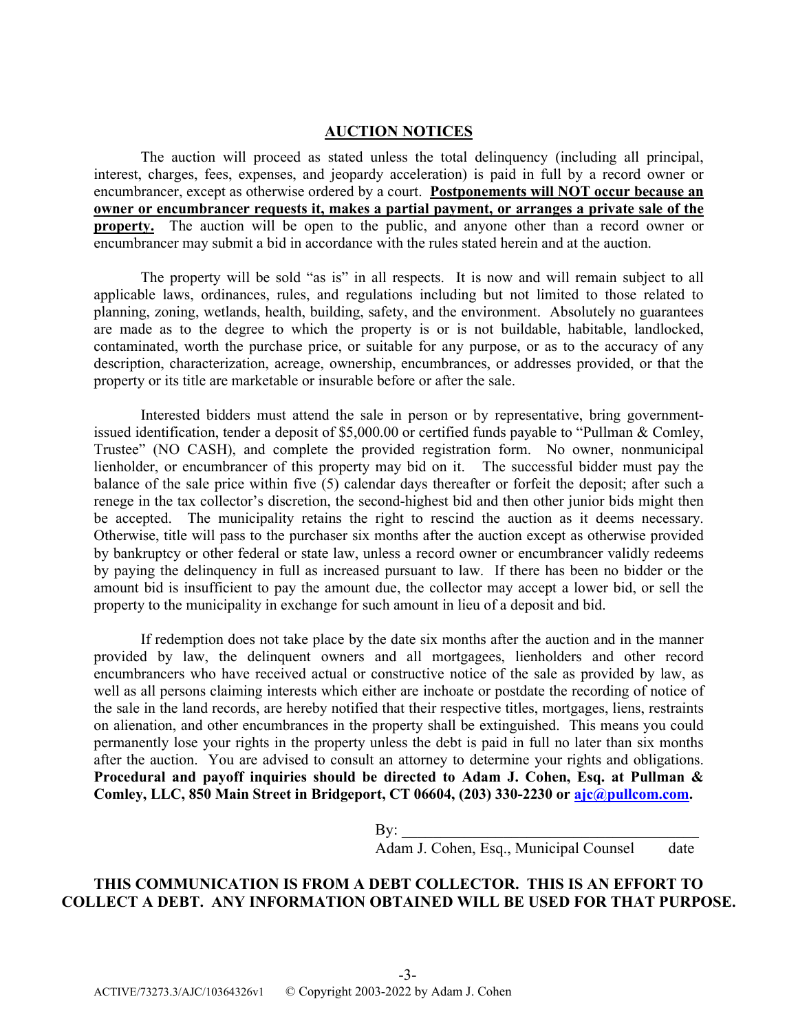## AUCTION NOTICES

The auction will proceed as stated unless the total delinquency (including all principal, interest, charges, fees, expenses, and jeopardy acceleration) is paid in full by a record owner or encumbrancer, except as otherwise ordered by a court. **Postponements will NOT occur because an owner or encumbrancer requests it, makes a partial payment, or arranges a private sale of the property.** The auction will be open to the public, and anyone other than a record owner or encumbrancer may submit a bid in accordance with the rules stated herein and at the auction.

The property will be sold "as is" in all respects. It is now and will remain subject to all applicable laws, ordinances, rules, and regulations including but not limited to those related to planning, zoning, wetlands, health, building, safety, and the environment. Absolutely no guarantees are made as to the degree to which the property is or is not buildable, habitable, landlocked, contaminated, worth the purchase price, or suitable for any purpose, or as to the accuracy of any description, characterization, acreage, ownership, encumbrances, or addresses provided, or that the property or its title are marketable or insurable before or after the sale.

Interested bidders must attend the sale in person or by representative, bring government-issued identification, tender a deposit of $5,000.00 or certified funds payable to "Pullman & Comley, Trustee" (NO CASH), and complete the provided registration form. No owner, nonmunicipal lienholder, or encumbrancer of this property may bid on it. The successful bidder must pay the balance of the sale price within five (5) calendar days thereafter or forfeit the deposit; after such a renege in the tax collector's discretion, the second-highest bid and then other junior bids might then be accepted. The municipality retains the right to rescind the auction as it deems necessary. Otherwise, title will pass to the purchaser six months after the auction except as otherwise provided by bankruptcy or other federal or state law, unless a record owner or encumbrancer validly redeems by paying the delinquency in full as increased pursuant to law. If there has been no bidder or the amount bid is insufficient to pay the amount due, the collector may accept a lower bid, or sell the property to the municipality in exchange for such amount in lieu of a deposit and bid.

If redemption does not take place by the date six months after the auction and in the manner provided by law, the delinquent owners and all mortgagees, lienholders and other record encumbrancers who have received actual or constructive notice of the sale as provided by law, as well as all persons claiming interests which either are inchoate or postdate the recording of notice of the sale in the land records, are hereby notified that their respective titles, mortgages, liens, restraints on alienation, and other encumbrances in the property shall be extinguished. This means you could permanently lose your rights in the property unless the debt is paid in full no later than six months after the auction. You are advised to consult an attorney to determine your rights and obligations. **Procedural and payoff inquiries should be directed to Adam J. Cohen, Esq. at Pullman & Comley, LLC, 850 Main Street in Bridgeport, CT 06604, (203) 330-2230 or ajc@pullcom.com.**

By: ___________________________________

Adam J. Cohen, Esq., Municipal Counsel date

**THIS COMMUNICATION IS FROM A DEBT COLLECTOR. THIS IS AN EFFORT TO COLLECT A DEBT. ANY INFORMATION OBTAINED WILL BE USED FOR THAT PURPOSE.**

ACTIVE/73273.3/AJC/10364326v1 © Copyright 2003-2022 by Adam J. Cohen